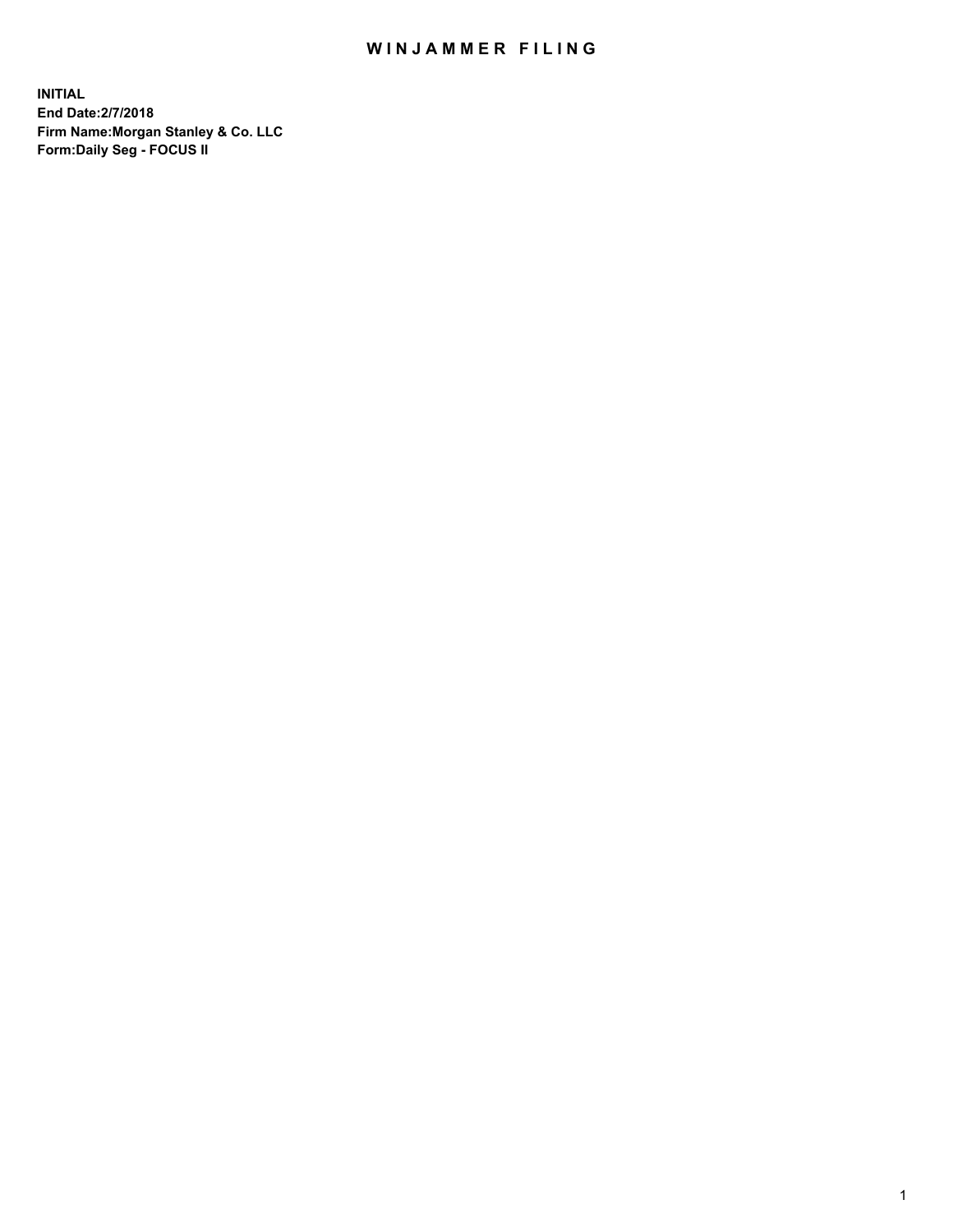# WINJAMMER FILING

**INITIAL**
**End Date:2/7/2018**
**Firm Name:Morgan Stanley & Co. LLC**
**Form:Daily Seg - FOCUS II**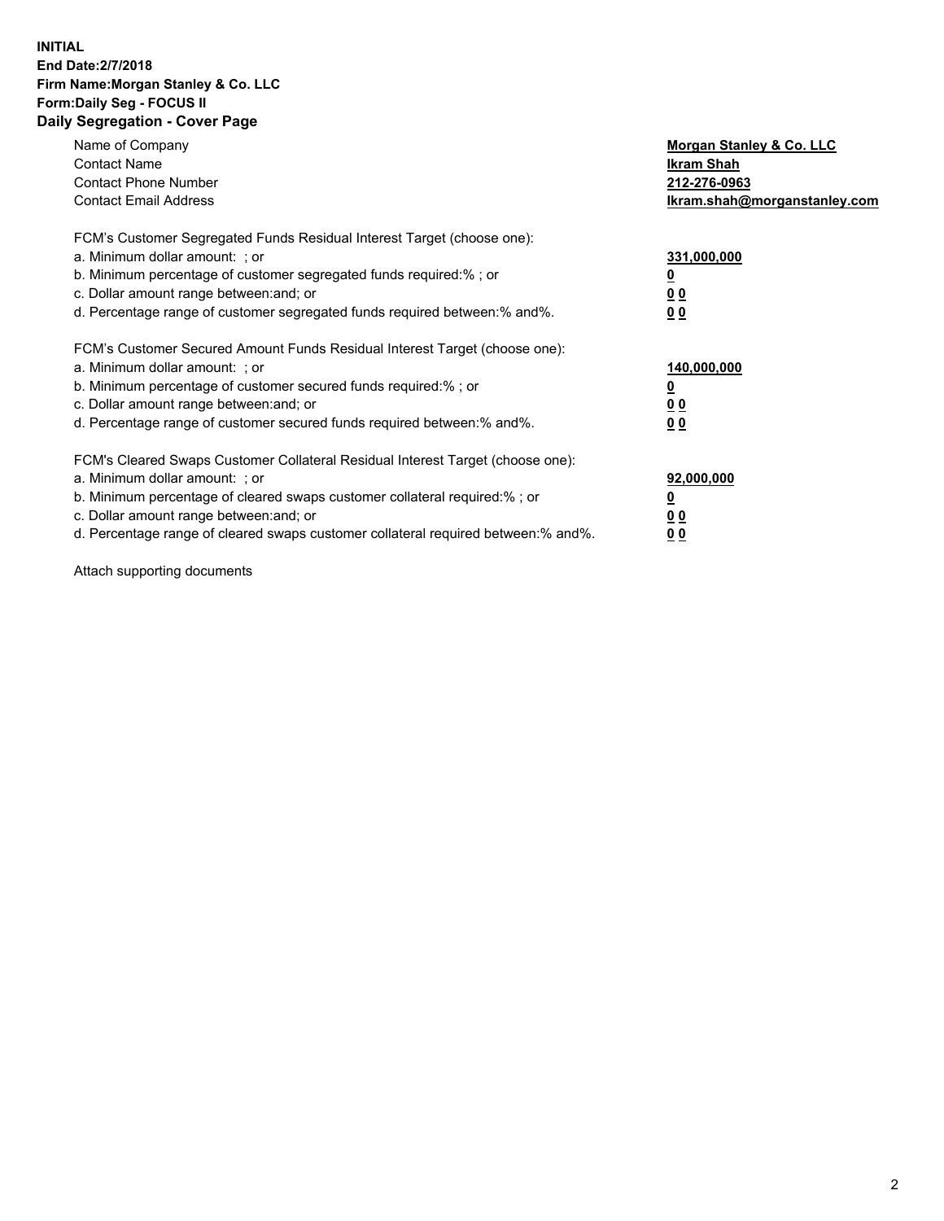**INITIAL**
**End Date:2/7/2018**
**Firm Name:Morgan Stanley & Co. LLC**
**Form:Daily Seg - FOCUS II**
**Daily Segregation - Cover Page**

| | |
|---|---|
| Name of Company | **Morgan Stanley & Co. LLC** |
| Contact Name | **Ikram Shah** |
| Contact Phone Number | **212-276-0963** |
| Contact Email Address | **Ikram.shah@morganstanley.com** |

| | |
|---|---|
| FCM's Customer Segregated Funds Residual Interest Target (choose one): | |
| a. Minimum dollar amount: ; or | **331,000,000** |
| b. Minimum percentage of customer segregated funds required:% ; or | **0** |
| c. Dollar amount range between:and; or | **0 0** |
| d. Percentage range of customer segregated funds required between:% and%. | **0 0** |
| FCM's Customer Secured Amount Funds Residual Interest Target (choose one): | |
| a. Minimum dollar amount: ; or | **140,000,000** |
| b. Minimum percentage of customer secured funds required:% ; or | **0** |
| c. Dollar amount range between:and; or | **0 0** |
| d. Percentage range of customer secured funds required between:% and%. | **0 0** |
| FCM's Cleared Swaps Customer Collateral Residual Interest Target (choose one): | |
| a. Minimum dollar amount: ; or | **92,000,000** |
| b. Minimum percentage of cleared swaps customer collateral required:% ; or | **0** |
| c. Dollar amount range between:and; or | **0 0** |
| d. Percentage range of cleared swaps customer collateral required between:% and%. | **0 0** |

Attach supporting documents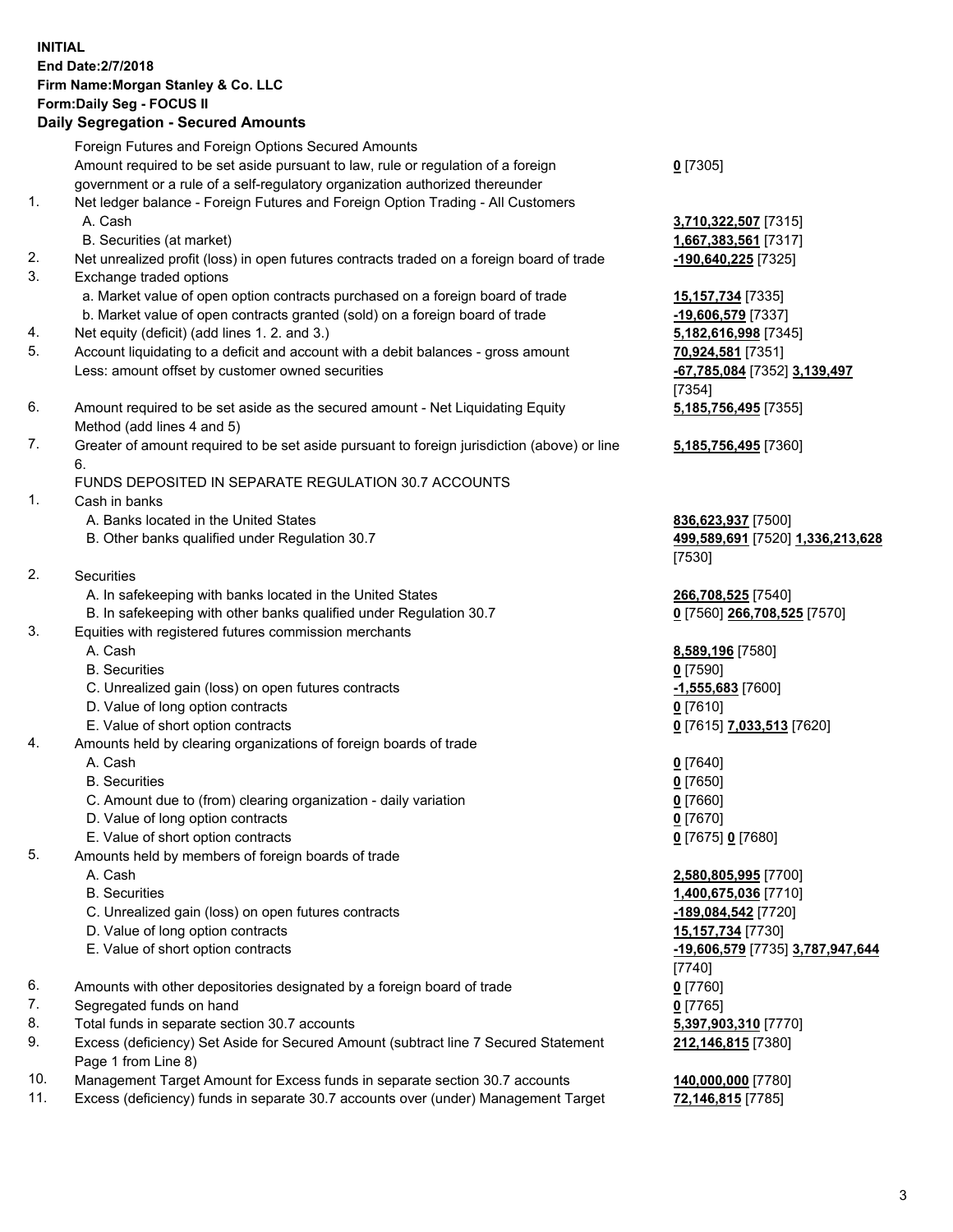**INITIAL**
**End Date:2/7/2018**
**Firm Name:Morgan Stanley & Co. LLC**
**Form:Daily Seg - FOCUS II**
**Daily Segregation - Secured Amounts**

| | | |
|---|---|---|
| | Foreign Futures and Foreign Options Secured Amounts | |
| | Amount required to be set aside pursuant to law, rule or regulation of a foreign government or a rule of a self-regulatory organization authorized thereunder | **0** [7305] |
| 1. | Net ledger balance - Foreign Futures and Foreign Option Trading - All Customers | |
| | A. Cash | **3,710,322,507** [7315] |
| | B. Securities (at market) | **1,667,383,561** [7317] |
| 2. | Net unrealized profit (loss) in open futures contracts traded on a foreign board of trade | **-190,640,225** [7325] |
| 3. | Exchange traded options | |
| | a. Market value of open option contracts purchased on a foreign board of trade | **15,157,734** [7335] |
| | b. Market value of open contracts granted (sold) on a foreign board of trade | **-19,606,579** [7337] |
| 4. | Net equity (deficit) (add lines 1. 2. and 3.) | **5,182,616,998** [7345] |
| 5. | Account liquidating to a deficit and account with a debit balances - gross amount | **70,924,581** [7351] |
| | Less: amount offset by customer owned securities | **-67,785,084** [7352] **3,139,497** [7354] |
| 6. | Amount required to be set aside as the secured amount - Net Liquidating Equity Method (add lines 4 and 5) | **5,185,756,495** [7355] |
| 7. | Greater of amount required to be set aside pursuant to foreign jurisdiction (above) or line 6. | **5,185,756,495** [7360] |
| | FUNDS DEPOSITED IN SEPARATE REGULATION 30.7 ACCOUNTS | |
| 1. | Cash in banks | |
| | A. Banks located in the United States | **836,623,937** [7500] |
| | B. Other banks qualified under Regulation 30.7 | **499,589,691** [7520] **1,336,213,628** [7530] |
| 2. | Securities | |
| | A. In safekeeping with banks located in the United States | **266,708,525** [7540] |
| | B. In safekeeping with other banks qualified under Regulation 30.7 | **0** [7560] **266,708,525** [7570] |
| 3. | Equities with registered futures commission merchants | |
| | A. Cash | **8,589,196** [7580] |
| | B. Securities | **0** [7590] |
| | C. Unrealized gain (loss) on open futures contracts | **-1,555,683** [7600] |
| | D. Value of long option contracts | **0** [7610] |
| | E. Value of short option contracts | **0** [7615] **7,033,513** [7620] |
| 4. | Amounts held by clearing organizations of foreign boards of trade | |
| | A. Cash | **0** [7640] |
| | B. Securities | **0** [7650] |
| | C. Amount due to (from) clearing organization - daily variation | **0** [7660] |
| | D. Value of long option contracts | **0** [7670] |
| | E. Value of short option contracts | **0** [7675] **0** [7680] |
| 5. | Amounts held by members of foreign boards of trade | |
| | A. Cash | **2,580,805,995** [7700] |
| | B. Securities | **1,400,675,036** [7710] |
| | C. Unrealized gain (loss) on open futures contracts | **-189,084,542** [7720] |
| | D. Value of long option contracts | **15,157,734** [7730] |
| | E. Value of short option contracts | **-19,606,579** [7735] **3,787,947,644** [7740] |
| 6. | Amounts with other depositories designated by a foreign board of trade | **0** [7760] |
| 7. | Segregated funds on hand | **0** [7765] |
| 8. | Total funds in separate section 30.7 accounts | **5,397,903,310** [7770] |
| 9. | Excess (deficiency) Set Aside for Secured Amount (subtract line 7 Secured Statement Page 1 from Line 8) | **212,146,815** [7380] |
| 10. | Management Target Amount for Excess funds in separate section 30.7 accounts | **140,000,000** [7780] |
| 11. | Excess (deficiency) funds in separate 30.7 accounts over (under) Management Target | **72,146,815** [7785] |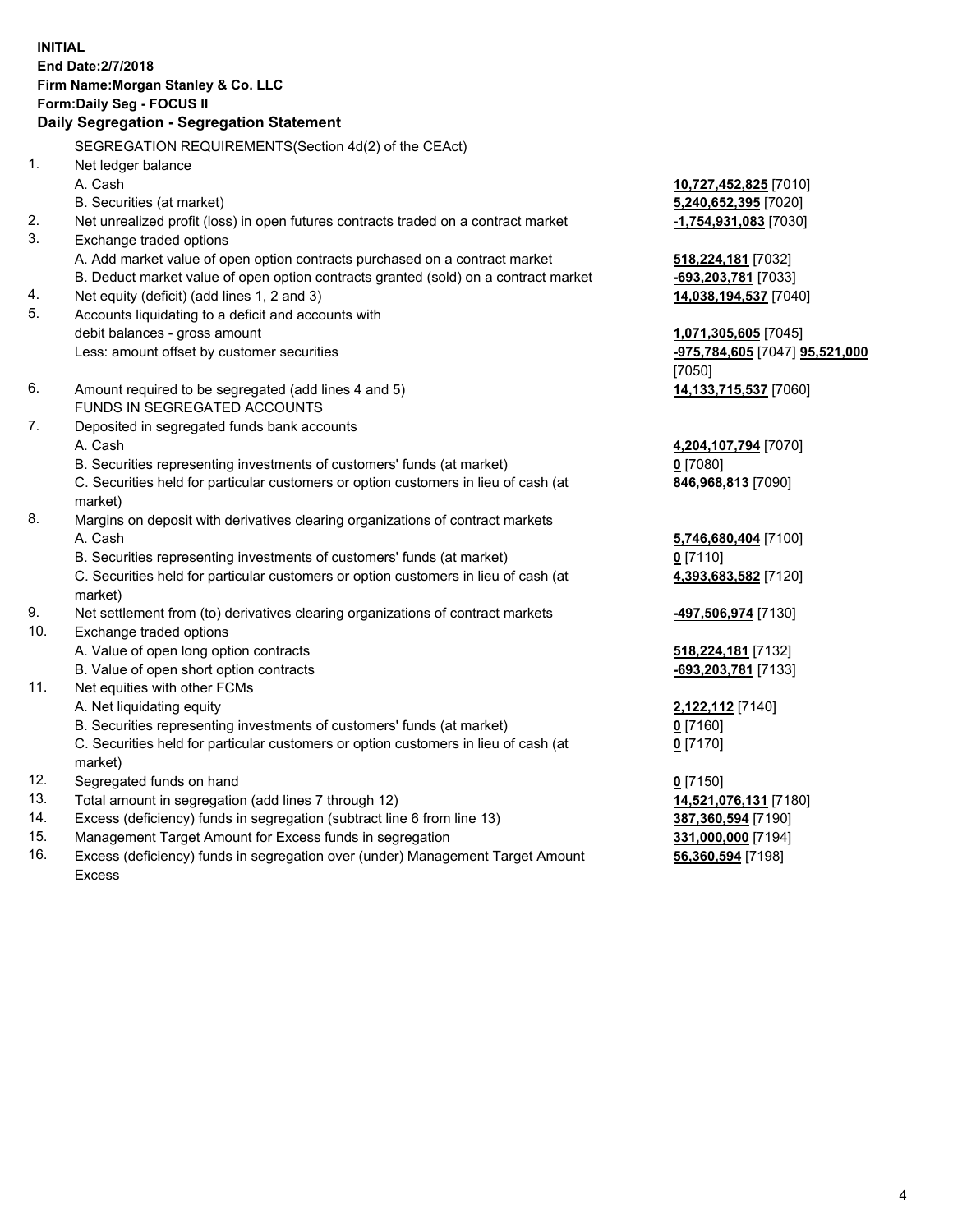**INITIAL**
**End Date:2/7/2018**
**Firm Name:Morgan Stanley & Co. LLC**
**Form:Daily Seg - FOCUS II**

### Daily Segregation - Segregation Statement

SEGREGATION REQUIREMENTS(Section 4d(2) of the CEAct)

| | | |
|---|---|---|
| 1. | Net ledger balance | |
| | A. Cash | **10,727,452,825** [7010] |
| | B. Securities (at market) | **5,240,652,395** [7020] |
| 2. | Net unrealized profit (loss) in open futures contracts traded on a contract market | **-1,754,931,083** [7030] |
| 3. | Exchange traded options | |
| | A. Add market value of open option contracts purchased on a contract market | **518,224,181** [7032] |
| | B. Deduct market value of open option contracts granted (sold) on a contract market | **-693,203,781** [7033] |
| 4. | Net equity (deficit) (add lines 1, 2 and 3) | **14,038,194,537** [7040] |
| 5. | Accounts liquidating to a deficit and accounts with debit balances - gross amount | **1,071,305,605** [7045] |
| | Less: amount offset by customer securities | **-975,784,605** [7047] **95,521,000** [7050] |
| 6. | Amount required to be segregated (add lines 4 and 5) | **14,133,715,537** [7060] |
| | FUNDS IN SEGREGATED ACCOUNTS | |
| 7. | Deposited in segregated funds bank accounts | |
| | A. Cash | **4,204,107,794** [7070] |
| | B. Securities representing investments of customers' funds (at market) | **0** [7080] |
| | C. Securities held for particular customers or option customers in lieu of cash (at market) | **846,968,813** [7090] |
| 8. | Margins on deposit with derivatives clearing organizations of contract markets | |
| | A. Cash | **5,746,680,404** [7100] |
| | B. Securities representing investments of customers' funds (at market) | **0** [7110] |
| | C. Securities held for particular customers or option customers in lieu of cash (at market) | **4,393,683,582** [7120] |
| 9. | Net settlement from (to) derivatives clearing organizations of contract markets | **-497,506,974** [7130] |
| 10. | Exchange traded options | |
| | A. Value of open long option contracts | **518,224,181** [7132] |
| | B. Value of open short option contracts | **-693,203,781** [7133] |
| 11. | Net equities with other FCMs | |
| | A. Net liquidating equity | **2,122,112** [7140] |
| | B. Securities representing investments of customers' funds (at market) | **0** [7160] |
| | C. Securities held for particular customers or option customers in lieu of cash (at market) | **0** [7170] |
| 12. | Segregated funds on hand | **0** [7150] |
| 13. | Total amount in segregation (add lines 7 through 12) | **14,521,076,131** [7180] |
| 14. | Excess (deficiency) funds in segregation (subtract line 6 from line 13) | **387,360,594** [7190] |
| 15. | Management Target Amount for Excess funds in segregation | **331,000,000** [7194] |
| 16. | Excess (deficiency) funds in segregation over (under) Management Target Amount Excess | **56,360,594** [7198] |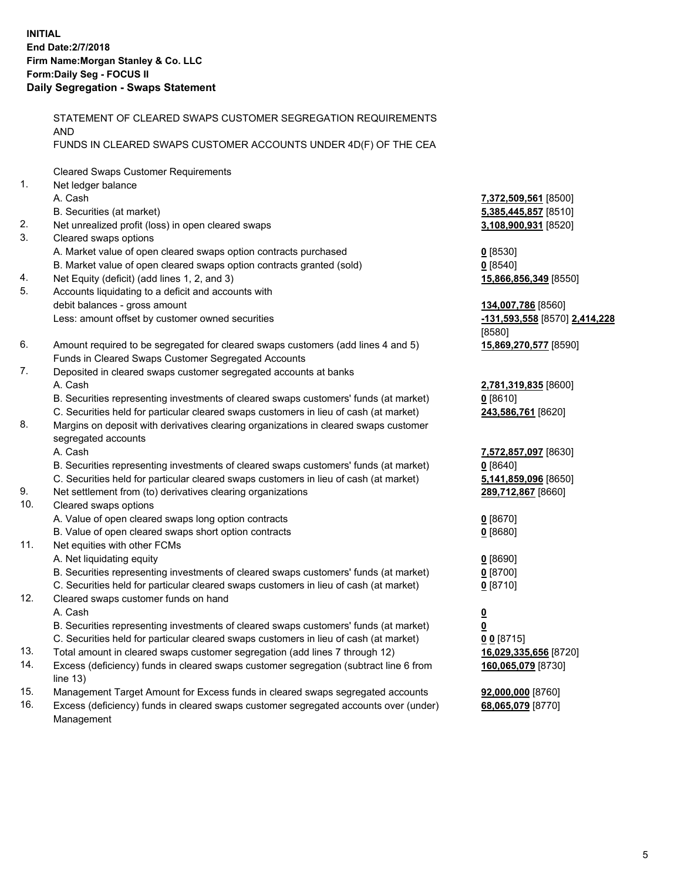**INITIAL**
**End Date:2/7/2018**
**Firm Name:Morgan Stanley & Co. LLC**
**Form:Daily Seg - FOCUS II**
**Daily Segregation - Swaps Statement**

STATEMENT OF CLEARED SWAPS CUSTOMER SEGREGATION REQUIREMENTS
AND
FUNDS IN CLEARED SWAPS CUSTOMER ACCOUNTS UNDER 4D(F) OF THE CEA

| | | |
|---|---|---|
| | Cleared Swaps Customer Requirements | |
| 1. | Net ledger balance | |
| | A. Cash | **7,372,509,561** [8500] |
| | B. Securities (at market) | **5,385,445,857** [8510] |
| 2. | Net unrealized profit (loss) in open cleared swaps | **3,108,900,931** [8520] |
| 3. | Cleared swaps options | |
| | A. Market value of open cleared swaps option contracts purchased | **0** [8530] |
| | B. Market value of open cleared swaps option contracts granted (sold) | **0** [8540] |
| 4. | Net Equity (deficit) (add lines 1, 2, and 3) | **15,866,856,349** [8550] |
| 5. | Accounts liquidating to a deficit and accounts with debit balances - gross amount | **134,007,786** [8560] |
| | Less: amount offset by customer owned securities | **-131,593,558** [8570] **2,414,228** [8580] |
| 6. | Amount required to be segregated for cleared swaps customers (add lines 4 and 5) | **15,869,270,577** [8590] |
| | Funds in Cleared Swaps Customer Segregated Accounts | |
| 7. | Deposited in cleared swaps customer segregated accounts at banks | |
| | A. Cash | **2,781,319,835** [8600] |
| | B. Securities representing investments of cleared swaps customers' funds (at market) | **0** [8610] |
| | C. Securities held for particular cleared swaps customers in lieu of cash (at market) | **243,586,761** [8620] |
| 8. | Margins on deposit with derivatives clearing organizations in cleared swaps customer segregated accounts | |
| | A. Cash | **7,572,857,097** [8630] |
| | B. Securities representing investments of cleared swaps customers' funds (at market) | **0** [8640] |
| | C. Securities held for particular cleared swaps customers in lieu of cash (at market) | **5,141,859,096** [8650] |
| 9. | Net settlement from (to) derivatives clearing organizations | **289,712,867** [8660] |
| 10. | Cleared swaps options | |
| | A. Value of open cleared swaps long option contracts | **0** [8670] |
| | B. Value of open cleared swaps short option contracts | **0** [8680] |
| 11. | Net equities with other FCMs | |
| | A. Net liquidating equity | **0** [8690] |
| | B. Securities representing investments of cleared swaps customers' funds (at market) | **0** [8700] |
| | C. Securities held for particular cleared swaps customers in lieu of cash (at market) | **0** [8710] |
| 12. | Cleared swaps customer funds on hand | |
| | A. Cash | **0** |
| | B. Securities representing investments of cleared swaps customers' funds (at market) | **0** |
| | C. Securities held for particular cleared swaps customers in lieu of cash (at market) | **0** **0** [8715] |
| 13. | Total amount in cleared swaps customer segregation (add lines 7 through 12) | **16,029,335,656** [8720] |
| 14. | Excess (deficiency) funds in cleared swaps customer segregation (subtract line 6 from line 13) | **160,065,079** [8730] |
| 15. | Management Target Amount for Excess funds in cleared swaps segregated accounts | **92,000,000** [8760] |
| 16. | Excess (deficiency) funds in cleared swaps customer segregated accounts over (under) Management | **68,065,079** [8770] |